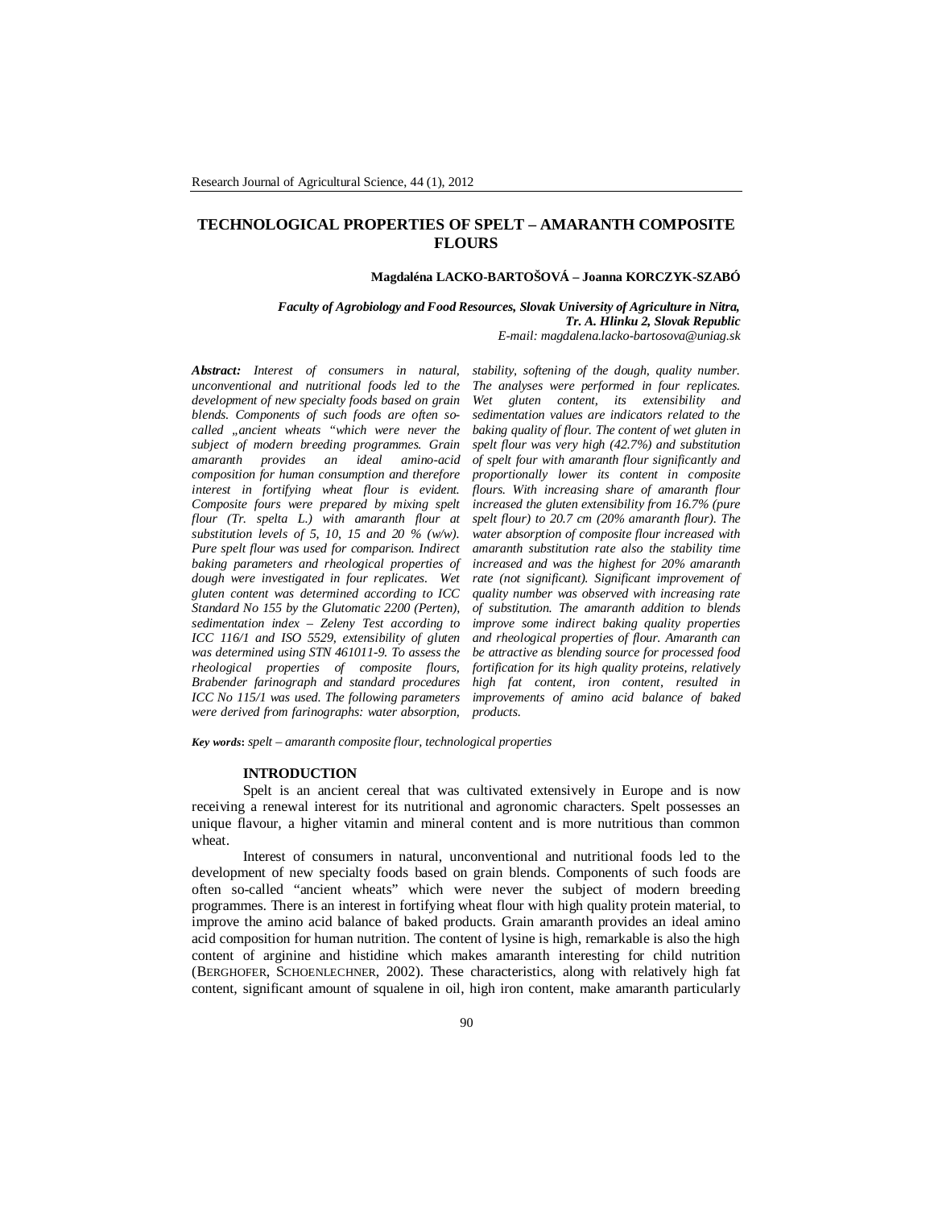# TECHNOLOGICAL PROPERTIES OF SPELT – AMARANTH COMPOSITE FLOURS

**Magdaléna LACKO-BARTOŠOVÁ – Joanna KORCZYK-SZABÓ**

***Faculty of Agrobiology and Food Resources, Slovak University of Agriculture in Nitra, Tr. A. Hlinku 2, Slovak Republic***
*E-mail: magdalena.lacko-bartosova@uniag.sk*

***Abstract:*** *Interest of consumers in natural, unconventional and nutritional foods led to the development of new specialty foods based on grain blends. Components of such foods are often so-called „ancient wheats "which were never the subject of modern breeding programmes. Grain amaranth provides an ideal amino-acid composition for human consumption and therefore interest in fortifying wheat flour is evident. Composite fours were prepared by mixing spelt flour (Tr. spelta L.) with amaranth flour at substitution levels of 5, 10, 15 and 20 % (w/w). Pure spelt flour was used for comparison. Indirect baking parameters and rheological properties of dough were investigated in four replicates. Wet gluten content was determined according to ICC Standard No 155 by the Glutomatic 2200 (Perten), sedimentation index – Zeleny Test according to ICC 116/1 and ISO 5529, extensibility of gluten was determined using STN 461011-9. To assess the rheological properties of composite flours, Brabender farinograph and standard procedures ICC No 115/1 was used. The following parameters were derived from farinographs: water absorption, stability, softening of the dough, quality number. The analyses were performed in four replicates. Wet gluten content, its extensibility and sedimentation values are indicators related to the baking quality of flour. The content of wet gluten in spelt flour was very high (42.7%) and substitution of spelt four with amaranth flour significantly and proportionally lower its content in composite flours. With increasing share of amaranth flour increased the gluten extensibility from 16.7% (pure spelt flour) to 20.7 cm (20% amaranth flour). The water absorption of composite flour increased with amaranth substitution rate also the stability time increased and was the highest for 20% amaranth rate (not significant). Significant improvement of quality number was observed with increasing rate of substitution. The amaranth addition to blends improve some indirect baking quality properties and rheological properties of flour. Amaranth can be attractive as blending source for processed food fortification for its high quality proteins, relatively high fat content, iron content, resulted in improvements of amino acid balance of baked products.*

***Key words****: spelt – amaranth composite flour, technological properties*

## INTRODUCTION

Spelt is an ancient cereal that was cultivated extensively in Europe and is now receiving a renewal interest for its nutritional and agronomic characters. Spelt possesses an unique flavour, a higher vitamin and mineral content and is more nutritious than common wheat.

Interest of consumers in natural, unconventional and nutritional foods led to the development of new specialty foods based on grain blends. Components of such foods are often so-called "ancient wheats" which were never the subject of modern breeding programmes. There is an interest in fortifying wheat flour with high quality protein material, to improve the amino acid balance of baked products. Grain amaranth provides an ideal amino acid composition for human nutrition. The content of lysine is high, remarkable is also the high content of arginine and histidine which makes amaranth interesting for child nutrition (BERGHOFER, SCHOENLECHNER, 2002). These characteristics, along with relatively high fat content, significant amount of squalene in oil, high iron content, make amaranth particularly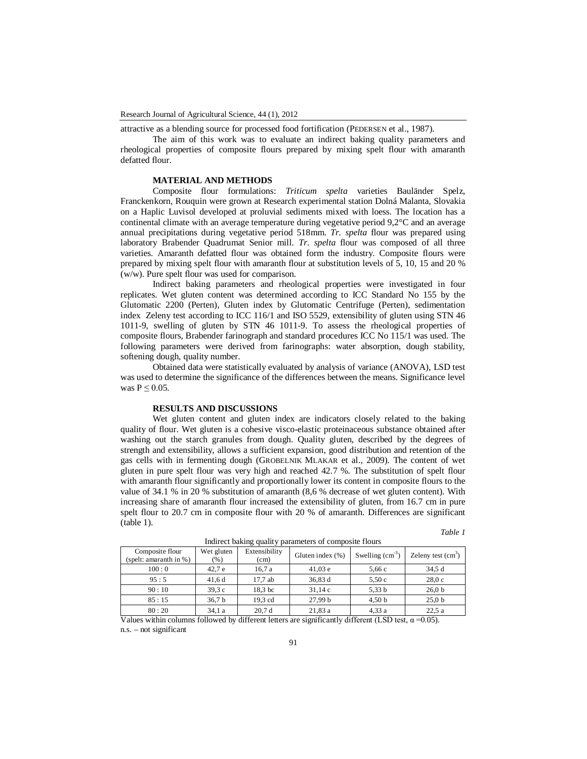attractive as a blending source for processed food fortification (PEDERSEN et al., 1987).

The aim of this work was to evaluate an indirect baking quality parameters and rheological properties of composite flours prepared by mixing spelt flour with amaranth defatted flour.

## MATERIAL AND METHODS

Composite flour formulations: *Triticum spelta* varieties Bauländer Spelz, Franckenkorn, Rouquin were grown at Research experimental station Dolná Malanta, Slovakia on a Haplic Luvisol developed at proluvial sediments mixed with loess. The location has a continental climate with an average temperature during vegetative period 9,2°C and an average annual precipitations during vegetative period 518mm. *Tr. spelta* flour was prepared using laboratory Brabender Quadrumat Senior mill. *Tr. spelta* flour was composed of all three varieties. Amaranth defatted flour was obtained form the industry. Composite flours were prepared by mixing spelt flour with amaranth flour at substitution levels of 5, 10, 15 and 20 % (w/w). Pure spelt flour was used for comparison.

Indirect baking parameters and rheological properties were investigated in four replicates. Wet gluten content was determined according to ICC Standard No 155 by the Glutomatic 2200 (Perten), Gluten index by Glutomatic Centrifuge (Perten), sedimentation index Zeleny test according to ICC 116/1 and ISO 5529, extensibility of gluten using STN 46 1011-9, swelling of gluten by STN 46 1011-9. To assess the rheological properties of composite flours, Brabender farinograph and standard procedures ICC No 115/1 was used. The following parameters were derived from farinographs: water absorption, dough stability, softening dough, quality number.

Obtained data were statistically evaluated by analysis of variance (ANOVA), LSD test was used to determine the significance of the differences between the means. Significance level was $P \leq 0.05$.

## RESULTS AND DISCUSSIONS

Wet gluten content and gluten index are indicators closely related to the baking quality of flour. Wet gluten is a cohesive visco-elastic proteinaceous substance obtained after washing out the starch granules from dough. Quality gluten, described by the degrees of strength and extensibility, allows a sufficient expansion, good distribution and retention of the gas cells with in fermenting dough (GROBELNIK MLAKAR et al., 2009). The content of wet gluten in pure spelt flour was very high and reached 42.7 %. The substitution of spelt flour with amaranth flour significantly and proportionally lower its content in composite flours to the value of 34.1 % in 20 % substitution of amaranth (8,6 % decrease of wet gluten content). With increasing share of amaranth flour increased the extensibility of gluten, from 16.7 cm in pure spelt flour to 20.7 cm in composite flour with 20 % of amaranth. Differences are significant (table 1).

*Table 1*

Indirect baking quality parameters of composite flours

| Composite flour (spelt: amaranth in %) | Wet gluten (%) | Extensibility (cm) | Gluten index (%) | Swelling ($cm^{-3}$) | Zeleny test ($cm^{3}$) |
|---|---|---|---|---|---|
| 100 : 0 | 42,7 e | 16,7 a | 41,03 e | 5,66 c | 34,5 d |
| 95 : 5 | 41,6 d | 17,7 ab | 36,83 d | 5,50 c | 28,0 c |
| 90 : 10 | 39,3 c | 18,3 bc | 31,14 c | 5,33 b | 26,0 b |
| 85 : 15 | 36,7 b | 19,3 cd | 27,99 b | 4,50 b | 25,0 b |
| 80 : 20 | 34,1 a | 20,7 d | 21,83 a | 4,33 a | 22,5 a |

Values within columns followed by different letters are significantly different (LSD test, $\alpha = 0.05$).
n.s. – not significant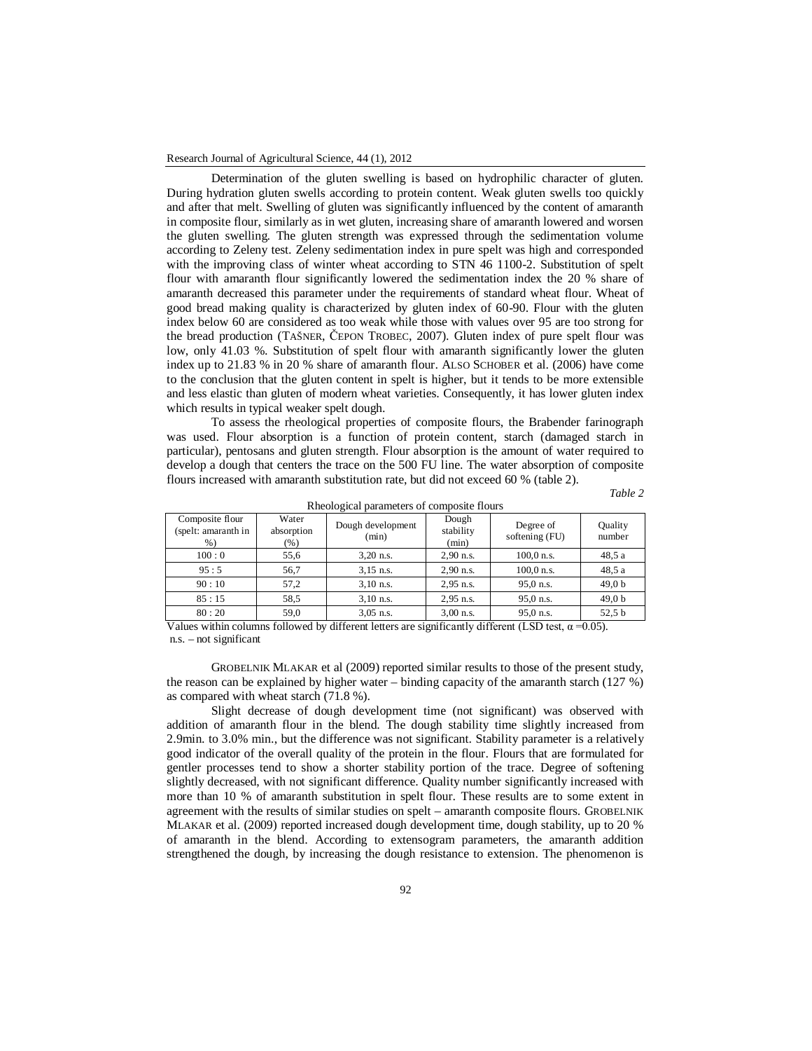Determination of the gluten swelling is based on hydrophilic character of gluten. During hydration gluten swells according to protein content. Weak gluten swells too quickly and after that melt. Swelling of gluten was significantly influenced by the content of amaranth in composite flour, similarly as in wet gluten, increasing share of amaranth lowered and worsen the gluten swelling. The gluten strength was expressed through the sedimentation volume according to Zeleny test. Zeleny sedimentation index in pure spelt was high and corresponded with the improving class of winter wheat according to STN 46 1100-2. Substitution of spelt flour with amaranth flour significantly lowered the sedimentation index the 20 % share of amaranth decreased this parameter under the requirements of standard wheat flour. Wheat of good bread making quality is characterized by gluten index of 60-90. Flour with the gluten index below 60 are considered as too weak while those with values over 95 are too strong for the bread production (TAŠNER, ČEPON TROBEC, 2007). Gluten index of pure spelt flour was low, only 41.03 %. Substitution of spelt flour with amaranth significantly lower the gluten index up to 21.83 % in 20 % share of amaranth flour. ALSO SCHOBER et al. (2006) have come to the conclusion that the gluten content in spelt is higher, but it tends to be more extensible and less elastic than gluten of modern wheat varieties. Consequently, it has lower gluten index which results in typical weaker spelt dough.

To assess the rheological properties of composite flours, the Brabender farinograph was used. Flour absorption is a function of protein content, starch (damaged starch in particular), pentosans and gluten strength. Flour absorption is the amount of water required to develop a dough that centers the trace on the 500 FU line. The water absorption of composite flours increased with amaranth substitution rate, but did not exceed 60 % (table 2).

*Table 2*

Rheological parameters of composite flours

| Composite flour (spelt: amaranth in %) | Water absorption (%) | Dough development (min) | Dough stability (min) | Degree of softening (FU) | Quality number |
|---|---|---|---|---|---|
| 100 : 0 | 55,6 | 3,20 n.s. | 2,90 n.s. | 100,0 n.s. | 48,5 a |
| 95 : 5 | 56,7 | 3,15 n.s. | 2,90 n.s. | 100,0 n.s. | 48,5 a |
| 90 : 10 | 57,2 | 3,10 n.s. | 2,95 n.s. | 95,0 n.s. | 49,0 b |
| 85 : 15 | 58,5 | 3,10 n.s. | 2,95 n.s. | 95,0 n.s. | 49,0 b |
| 80 : 20 | 59,0 | 3,05 n.s. | 3,00 n.s. | 95,0 n.s. | 52,5 b |

Values within columns followed by different letters are significantly different (LSD test, $\alpha = 0.05$).
n.s. – not significant

GROBELNIK MLAKAR et al (2009) reported similar results to those of the present study, the reason can be explained by higher water – binding capacity of the amaranth starch (127 %) as compared with wheat starch (71.8 %).

Slight decrease of dough development time (not significant) was observed with addition of amaranth flour in the blend. The dough stability time slightly increased from 2.9min. to 3.0% min., but the difference was not significant. Stability parameter is a relatively good indicator of the overall quality of the protein in the flour. Flours that are formulated for gentler processes tend to show a shorter stability portion of the trace. Degree of softening slightly decreased, with not significant difference. Quality number significantly increased with more than 10 % of amaranth substitution in spelt flour. These results are to some extent in agreement with the results of similar studies on spelt – amaranth composite flours. GROBELNIK MLAKAR et al. (2009) reported increased dough development time, dough stability, up to 20 % of amaranth in the blend. According to extensogram parameters, the amaranth addition strengthened the dough, by increasing the dough resistance to extension. The phenomenon is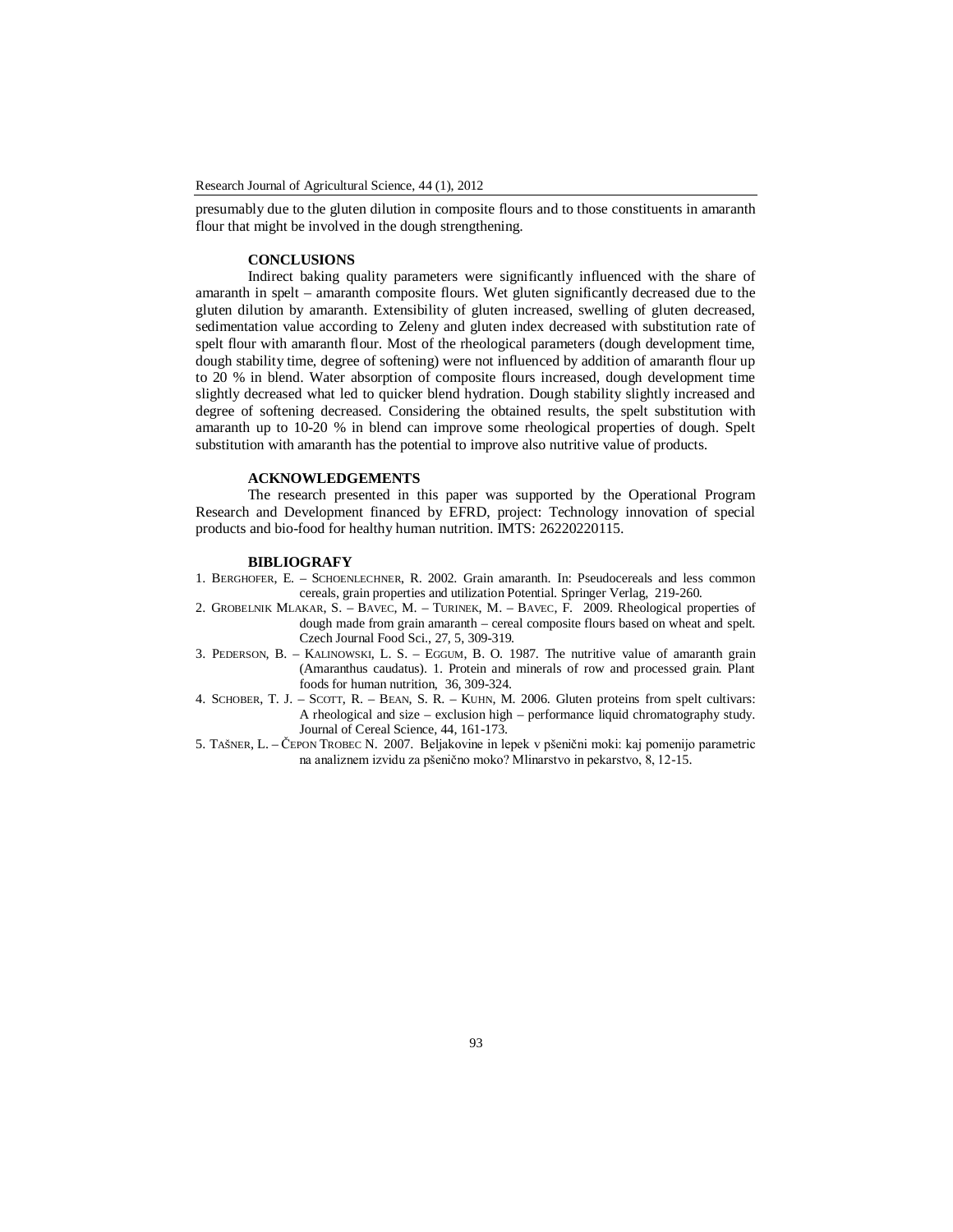presumably due to the gluten dilution in composite flours and to those constituents in amaranth flour that might be involved in the dough strengthening.

## CONCLUSIONS

Indirect baking quality parameters were significantly influenced with the share of amaranth in spelt – amaranth composite flours. Wet gluten significantly decreased due to the gluten dilution by amaranth. Extensibility of gluten increased, swelling of gluten decreased, sedimentation value according to Zeleny and gluten index decreased with substitution rate of spelt flour with amaranth flour. Most of the rheological parameters (dough development time, dough stability time, degree of softening) were not influenced by addition of amaranth flour up to 20 % in blend. Water absorption of composite flours increased, dough development time slightly decreased what led to quicker blend hydration. Dough stability slightly increased and degree of softening decreased. Considering the obtained results, the spelt substitution with amaranth up to 10-20 % in blend can improve some rheological properties of dough. Spelt substitution with amaranth has the potential to improve also nutritive value of products.

## ACKNOWLEDGEMENTS

The research presented in this paper was supported by the Operational Program Research and Development financed by EFRD, project: Technology innovation of special products and bio-food for healthy human nutrition. IMTS: 26220220115.

## BIBLIOGRAFY

1. Berghofer, E. – Schoenlechner, R. 2002. Grain amaranth. In: Pseudocereals and less common cereals, grain properties and utilization Potential. Springer Verlag, 219-260.
2. Grobelnik Mlakar, S. – Bavec, M. – Turinek, M. – Bavec, F. 2009. Rheological properties of dough made from grain amaranth – cereal composite flours based on wheat and spelt. Czech Journal Food Sci., 27, 5, 309-319.
3. Pederson, B. – Kalinowski, L. S. – Eggum, B. O. 1987. The nutritive value of amaranth grain (Amaranthus caudatus). 1. Protein and minerals of row and processed grain. Plant foods for human nutrition, 36, 309-324.
4. Schober, T. J. – Scott, R. – Bean, S. R. – Kuhn, M. 2006. Gluten proteins from spelt cultivars: A rheological and size – exclusion high – performance liquid chromatography study. Journal of Cereal Science, 44, 161-173.
5. Tašner, L. – Čepon Trobec N. 2007. Beljakovine in lepek v pšenični moki: kaj pomenijo parametric na analiznem izvidu za pšenično moko? Mlinarstvo in pekarstvo, 8, 12-15.